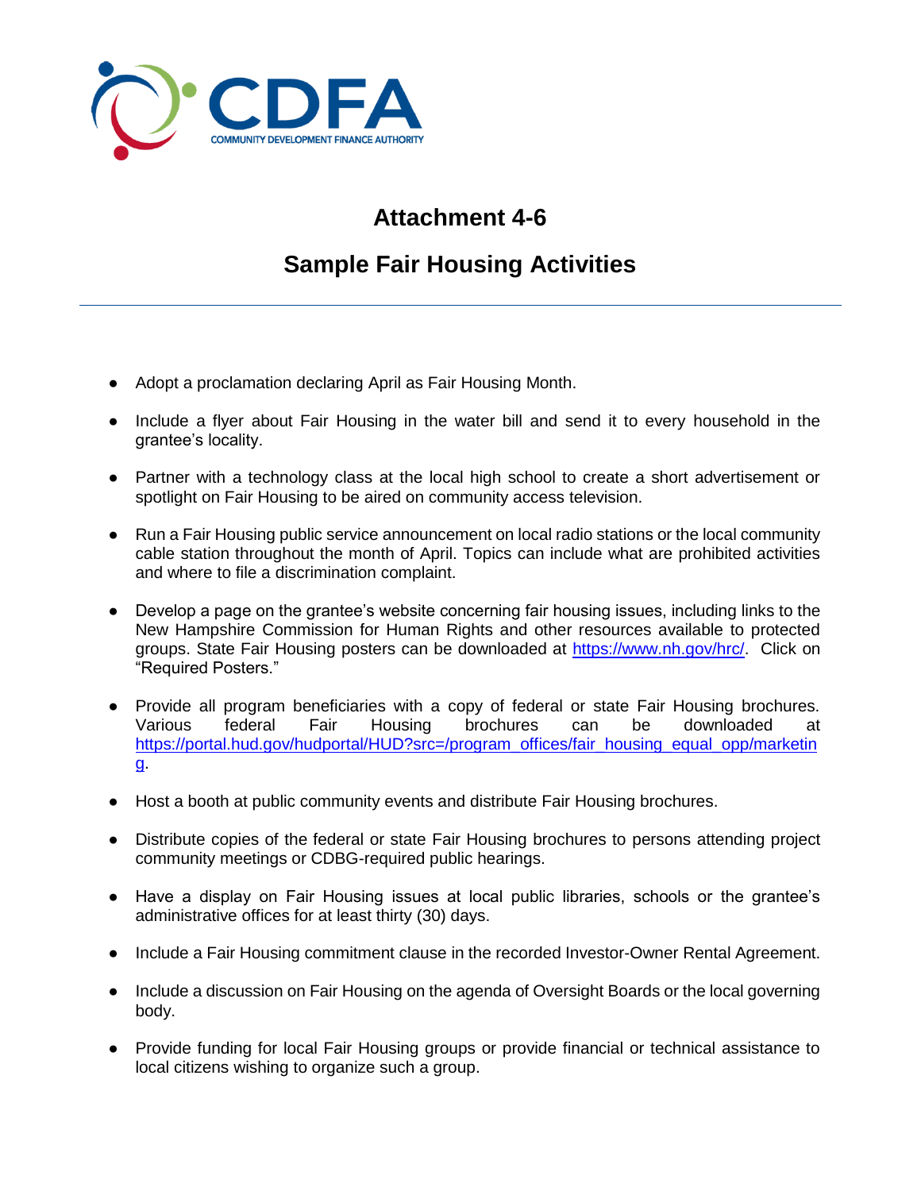# Attachment 4-6

## Sample Fair Housing Activities

- Adopt a proclamation declaring April as Fair Housing Month.
- Include a flyer about Fair Housing in the water bill and send it to every household in the grantee's locality.
- Partner with a technology class at the local high school to create a short advertisement or spotlight on Fair Housing to be aired on community access television.
- Run a Fair Housing public service announcement on local radio stations or the local community cable station throughout the month of April. Topics can include what are prohibited activities and where to file a discrimination complaint.
- Develop a page on the grantee's website concerning fair housing issues, including links to the New Hampshire Commission for Human Rights and other resources available to protected groups. State Fair Housing posters can be downloaded at https://www.nh.gov/hrc/. Click on "Required Posters."
- Provide all program beneficiaries with a copy of federal or state Fair Housing brochures. Various federal Fair Housing brochures can be downloaded at https://portal.hud.gov/hudportal/HUD?src=/program_offices/fair_housing_equal_opp/marketing.
- Host a booth at public community events and distribute Fair Housing brochures.
- Distribute copies of the federal or state Fair Housing brochures to persons attending project community meetings or CDBG-required public hearings.
- Have a display on Fair Housing issues at local public libraries, schools or the grantee's administrative offices for at least thirty (30) days.
- Include a Fair Housing commitment clause in the recorded Investor-Owner Rental Agreement.
- Include a discussion on Fair Housing on the agenda of Oversight Boards or the local governing body.
- Provide funding for local Fair Housing groups or provide financial or technical assistance to local citizens wishing to organize such a group.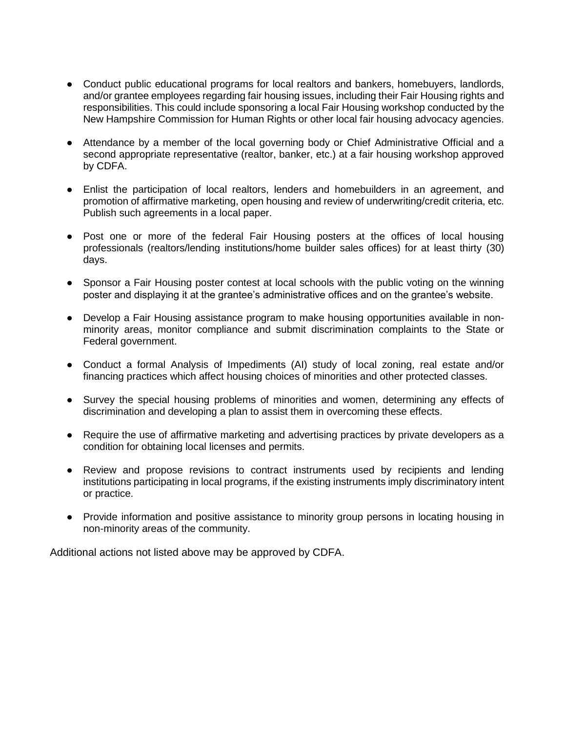- Conduct public educational programs for local realtors and bankers, homebuyers, landlords, and/or grantee employees regarding fair housing issues, including their Fair Housing rights and responsibilities. This could include sponsoring a local Fair Housing workshop conducted by the New Hampshire Commission for Human Rights or other local fair housing advocacy agencies.

- Attendance by a member of the local governing body or Chief Administrative Official and a second appropriate representative (realtor, banker, etc.) at a fair housing workshop approved by CDFA.

- Enlist the participation of local realtors, lenders and homebuilders in an agreement, and promotion of affirmative marketing, open housing and review of underwriting/credit criteria, etc. Publish such agreements in a local paper.

- Post one or more of the federal Fair Housing posters at the offices of local housing professionals (realtors/lending institutions/home builder sales offices) for at least thirty (30) days.

- Sponsor a Fair Housing poster contest at local schools with the public voting on the winning poster and displaying it at the grantee's administrative offices and on the grantee's website.

- Develop a Fair Housing assistance program to make housing opportunities available in non-minority areas, monitor compliance and submit discrimination complaints to the State or Federal government.

- Conduct a formal Analysis of Impediments (AI) study of local zoning, real estate and/or financing practices which affect housing choices of minorities and other protected classes.

- Survey the special housing problems of minorities and women, determining any effects of discrimination and developing a plan to assist them in overcoming these effects.

- Require the use of affirmative marketing and advertising practices by private developers as a condition for obtaining local licenses and permits.

- Review and propose revisions to contract instruments used by recipients and lending institutions participating in local programs, if the existing instruments imply discriminatory intent or practice.

- Provide information and positive assistance to minority group persons in locating housing in non-minority areas of the community.

Additional actions not listed above may be approved by CDFA.